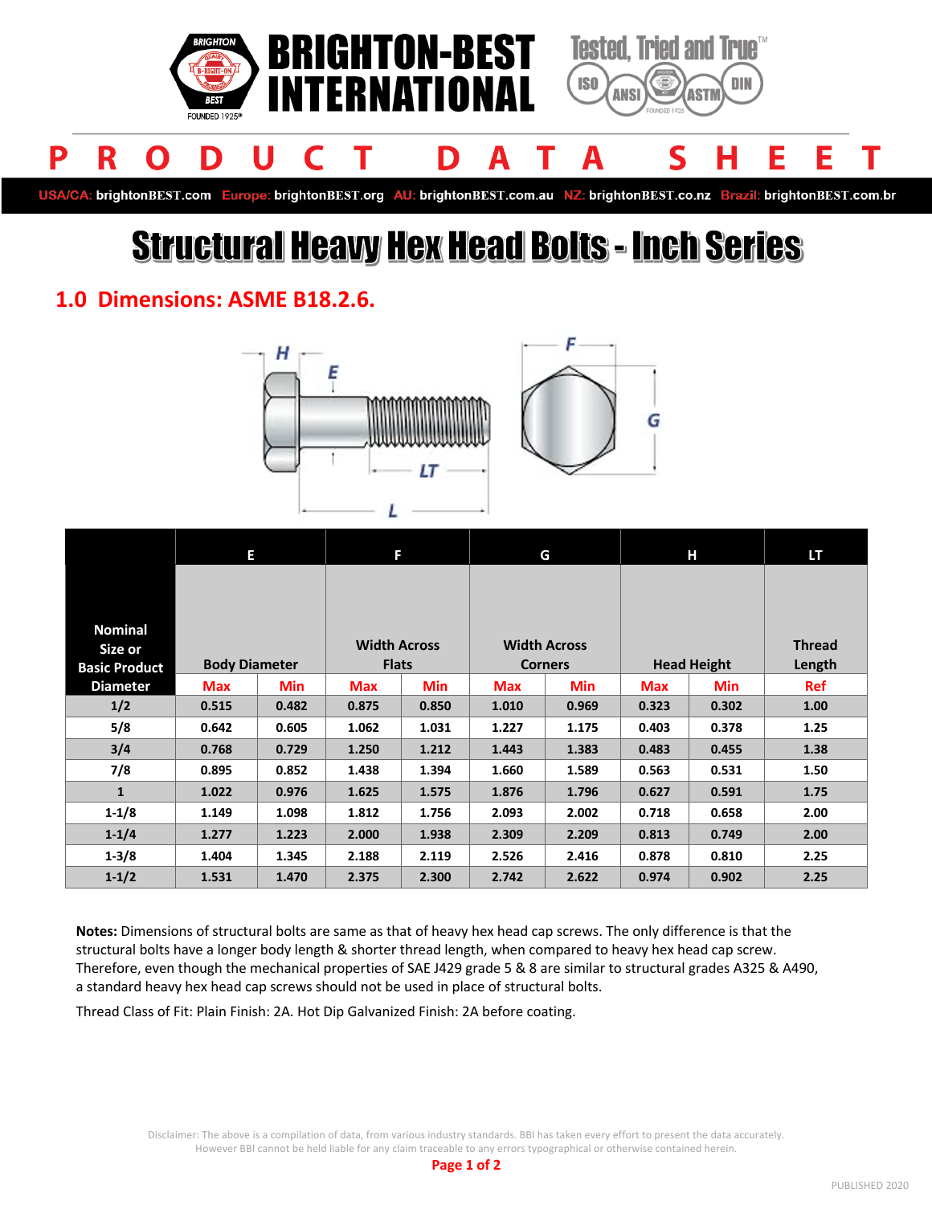# BRIGHTON-BEST INTERNATIONAL

Tested, Tried and True™

ISO ANSI ASTM DIN

# PRODUCT DATA SHEET

USA/CA: brightonBEST.com Europe: brightonBEST.org AU: brightonBEST.com.au NZ: brightonBEST.co.nz Brazil: brightonBEST.com.br

# Structural Heavy Hex Head Bolts - Inch Series

## 1.0 Dimensions: ASME B18.2.6.

| Nominal Size or Basic Product Diameter | E | | F | | G | | H | | LT |
|---|---|---|---|---|---|---|---|---|---|
| | Body Diameter | | Width Across Flats | | Width Across Corners | | Head Height | | Thread Length |
| | Max | Min | Max | Min | Max | Min | Max | Min | Ref |
| 1/2 | 0.515 | 0.482 | 0.875 | 0.850 | 1.010 | 0.969 | 0.323 | 0.302 | 1.00 |
| 5/8 | 0.642 | 0.605 | 1.062 | 1.031 | 1.227 | 1.175 | 0.403 | 0.378 | 1.25 |
| 3/4 | 0.768 | 0.729 | 1.250 | 1.212 | 1.443 | 1.383 | 0.483 | 0.455 | 1.38 |
| 7/8 | 0.895 | 0.852 | 1.438 | 1.394 | 1.660 | 1.589 | 0.563 | 0.531 | 1.50 |
| 1 | 1.022 | 0.976 | 1.625 | 1.575 | 1.876 | 1.796 | 0.627 | 0.591 | 1.75 |
| 1-1/8 | 1.149 | 1.098 | 1.812 | 1.756 | 2.093 | 2.002 | 0.718 | 0.658 | 2.00 |
| 1-1/4 | 1.277 | 1.223 | 2.000 | 1.938 | 2.309 | 2.209 | 0.813 | 0.749 | 2.00 |
| 1-3/8 | 1.404 | 1.345 | 2.188 | 2.119 | 2.526 | 2.416 | 0.878 | 0.810 | 2.25 |
| 1-1/2 | 1.531 | 1.470 | 2.375 | 2.300 | 2.742 | 2.622 | 0.974 | 0.902 | 2.25 |

**Notes:** Dimensions of structural bolts are same as that of heavy hex head cap screws. The only difference is that the structural bolts have a longer body length & shorter thread length, when compared to heavy hex head cap screw. Therefore, even though the mechanical properties of SAE J429 grade 5 & 8 are similar to structural grades A325 & A490, a standard heavy hex head cap screws should not be used in place of structural bolts.

Thread Class of Fit: Plain Finish: 2A. Hot Dip Galvanized Finish: 2A before coating.

Disclaimer: The above is a compilation of data, from various industry standards. BBI has taken every effort to present the data accurately. However BBI cannot be held liable for any claim traceable to any errors typographical or otherwise contained herein.

PUBLISHED 2020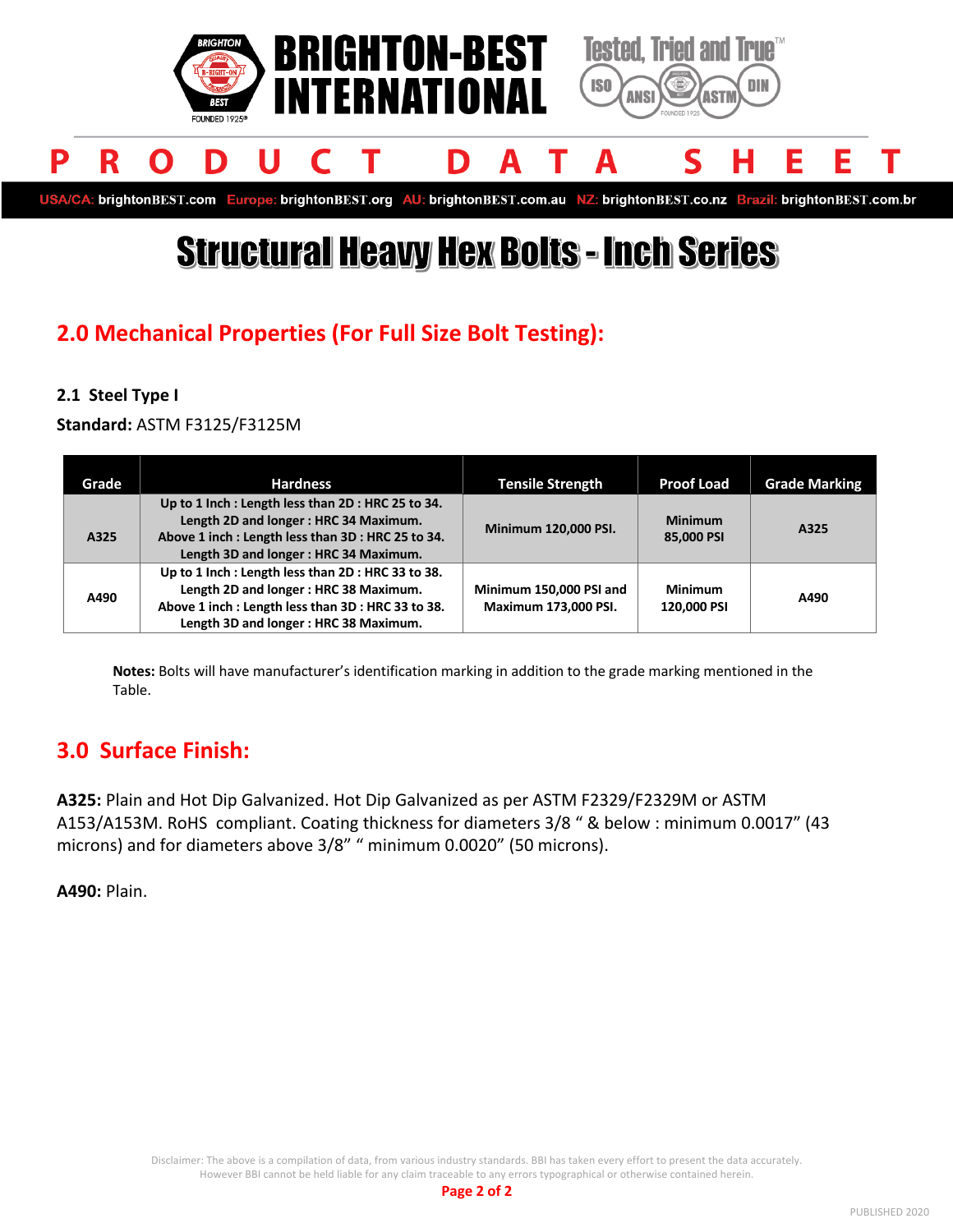# Structural Heavy Hex Bolts - Inch Series

## 2.0 Mechanical Properties (For Full Size Bolt Testing):

### 2.1 Steel Type I

**Standard:** ASTM F3125/F3125M

| Grade | Hardness | Tensile Strength | Proof Load | Grade Marking |
|---|---|---|---|---|
| A325 | Up to 1 Inch : Length less than 2D : HRC 25 to 34. Length 2D and longer : HRC 34 Maximum. Above 1 inch : Length less than 3D : HRC 25 to 34. Length 3D and longer : HRC 34 Maximum. | Minimum 120,000 PSI. | Minimum 85,000 PSI | A325 |
| A490 | Up to 1 Inch : Length less than 2D : HRC 33 to 38. Length 2D and longer : HRC 38 Maximum. Above 1 inch : Length less than 3D : HRC 33 to 38. Length 3D and longer : HRC 38 Maximum. | Minimum 150,000 PSI and Maximum 173,000 PSI. | Minimum 120,000 PSI | A490 |

**Notes:** Bolts will have manufacturer's identification marking in addition to the grade marking mentioned in the Table.

## 3.0 Surface Finish:

**A325:** Plain and Hot Dip Galvanized. Hot Dip Galvanized as per ASTM F2329/F2329M or ASTM A153/A153M. RoHS compliant. Coating thickness for diameters 3/8 " & below : minimum 0.0017" (43 microns) and for diameters above 3/8" " minimum 0.0020" (50 microns).

**A490:** Plain.

Disclaimer: The above is a compilation of data, from various industry standards. BBI has taken every effort to present the data accurately. However BBI cannot be held liable for any claim traceable to any errors typographical or otherwise contained herein.